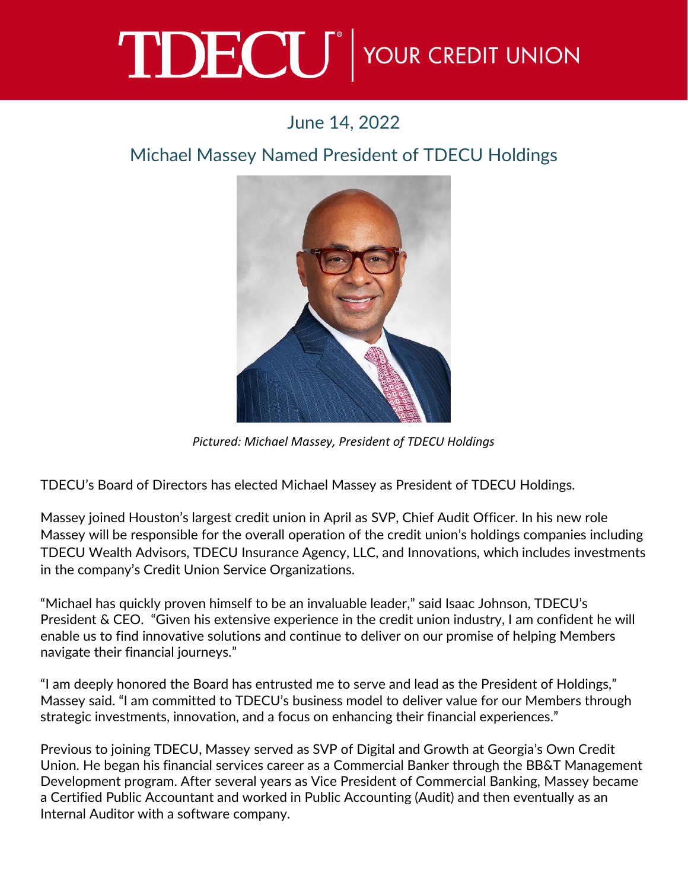TDECU® | YOUR CREDIT UNION

June 14, 2022

# Michael Massey Named President of TDECU Holdings

*Pictured: Michael Massey, President of TDECU Holdings*

TDECU's Board of Directors has elected Michael Massey as President of TDECU Holdings.

Massey joined Houston's largest credit union in April as SVP, Chief Audit Officer. In his new role Massey will be responsible for the overall operation of the credit union's holdings companies including TDECU Wealth Advisors, TDECU Insurance Agency, LLC, and Innovations, which includes investments in the company's Credit Union Service Organizations.

"Michael has quickly proven himself to be an invaluable leader," said Isaac Johnson, TDECU's President & CEO. "Given his extensive experience in the credit union industry, I am confident he will enable us to find innovative solutions and continue to deliver on our promise of helping Members navigate their financial journeys."

"I am deeply honored the Board has entrusted me to serve and lead as the President of Holdings," Massey said. "I am committed to TDECU's business model to deliver value for our Members through strategic investments, innovation, and a focus on enhancing their financial experiences."

Previous to joining TDECU, Massey served as SVP of Digital and Growth at Georgia's Own Credit Union. He began his financial services career as a Commercial Banker through the BB&T Management Development program. After several years as Vice President of Commercial Banking, Massey became a Certified Public Accountant and worked in Public Accounting (Audit) and then eventually as an Internal Auditor with a software company.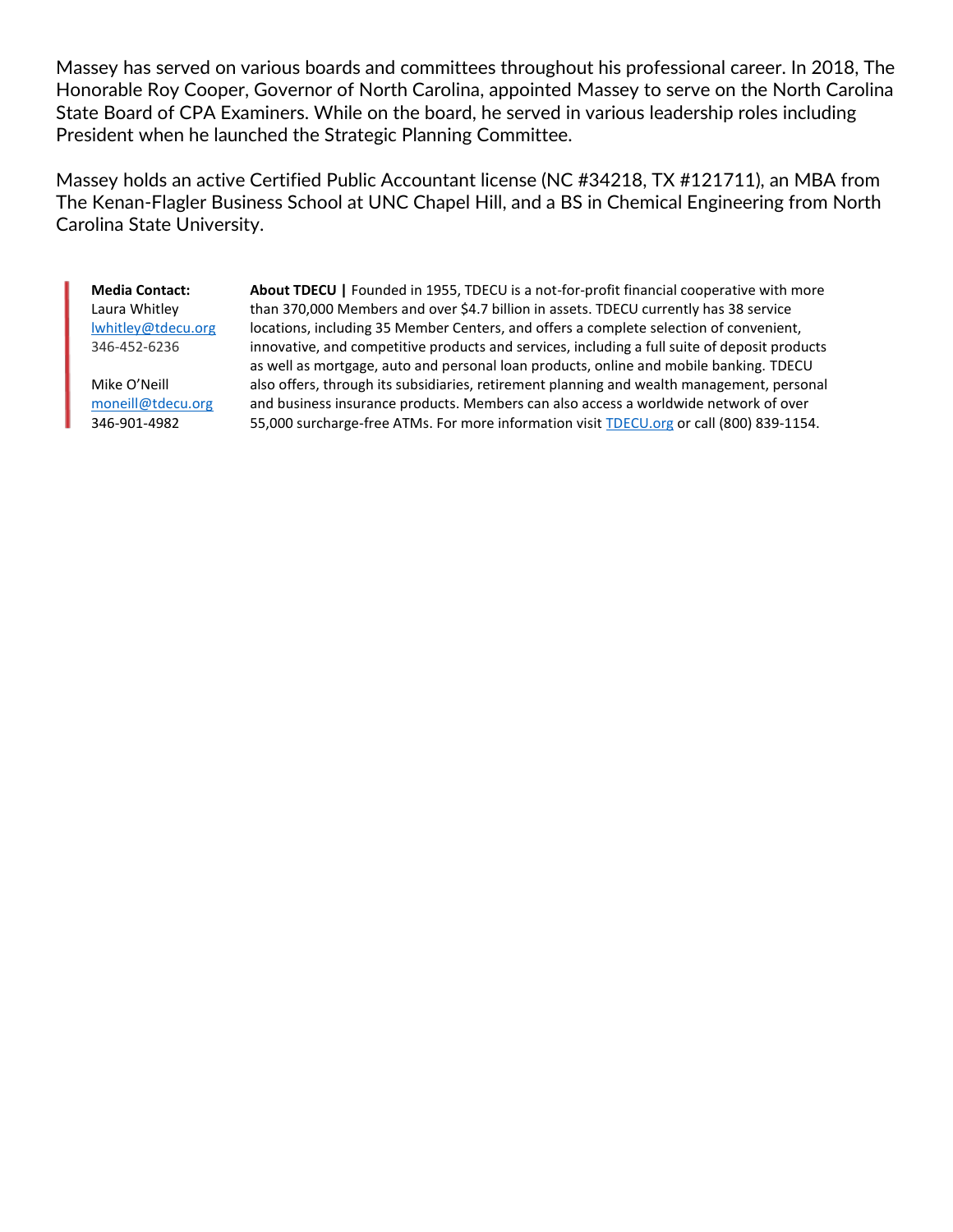Massey has served on various boards and committees throughout his professional career. In 2018, The Honorable Roy Cooper, Governor of North Carolina, appointed Massey to serve on the North Carolina State Board of CPA Examiners. While on the board, he served in various leadership roles including President when he launched the Strategic Planning Committee.

Massey holds an active Certified Public Accountant license (NC #34218, TX #121711), an MBA from The Kenan-Flagler Business School at UNC Chapel Hill, and a BS in Chemical Engineering from North Carolina State University.

**Media Contact:**
Laura Whitley
lwhitley@tdecu.org
346-452-6236

Mike O'Neill
moneill@tdecu.org
346-901-4982

**About TDECU |** Founded in 1955, TDECU is a not-for-profit financial cooperative with more than 370,000 Members and over $4.7 billion in assets. TDECU currently has 38 service locations, including 35 Member Centers, and offers a complete selection of convenient, innovative, and competitive products and services, including a full suite of deposit products as well as mortgage, auto and personal loan products, online and mobile banking. TDECU also offers, through its subsidiaries, retirement planning and wealth management, personal and business insurance products. Members can also access a worldwide network of over 55,000 surcharge-free ATMs. For more information visit TDECU.org or call (800) 839-1154.